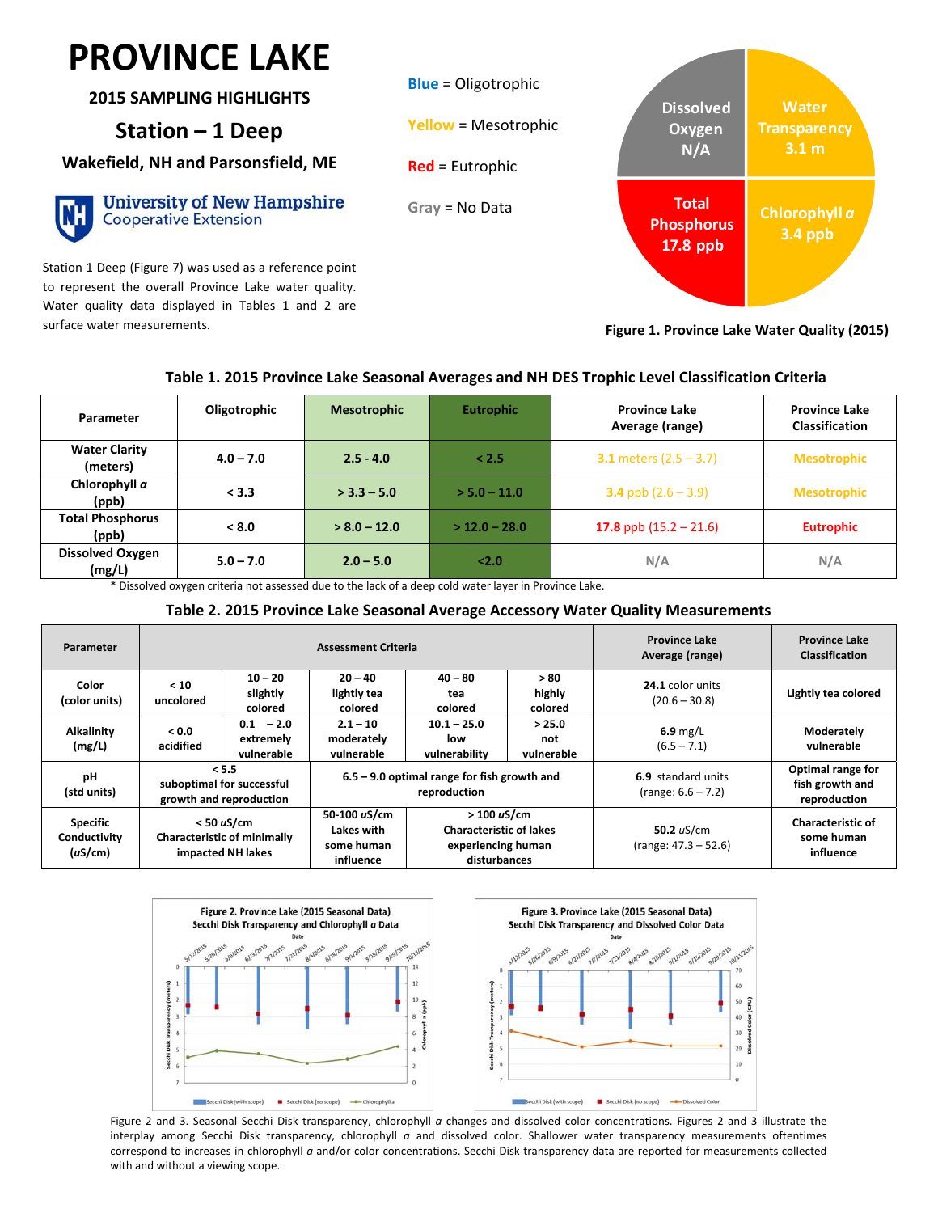# PROVINCE LAKE

## 2015 SAMPLING HIGHLIGHTS

## Station – 1 Deep

### Wakefield, NH and Parsonsfield, ME

University of New Hampshire Cooperative Extension

Station 1 Deep (Figure 7) was used as a reference point to represent the overall Province Lake water quality. Water quality data displayed in Tables 1 and 2 are surface water measurements.

Blue = Oligotrophic

Yellow = Mesotrophic

Red = Eutrophic

Gray = No Data

Dissolved Oxygen N/A

Water Transparency 3.1 m

Total Phosphorus 17.8 ppb

Chlorophyll *a* 3.4 ppb

**Figure 1. Province Lake Water Quality (2015)**

**Table 1. 2015 Province Lake Seasonal Averages and NH DES Trophic Level Classification Criteria**

| Parameter | Oligotrophic | Mesotrophic | Eutrophic | Province Lake Average (range) | Province Lake Classification |
|---|---|---|---|---|---|
| Water Clarity (meters) | 4.0 – 7.0 | 2.5 - 4.0 | < 2.5 | 3.1 meters (2.5 – 3.7) | Mesotrophic |
| Chlorophyll *a* (ppb) | < 3.3 | > 3.3 – 5.0 | > 5.0 – 11.0 | 3.4 ppb (2.6 – 3.9) | Mesotrophic |
| Total Phosphorus (ppb) | < 8.0 | > 8.0 – 12.0 | > 12.0 – 28.0 | 17.8 ppb (15.2 – 21.6) | Eutrophic |
| Dissolved Oxygen (mg/L) | 5.0 – 7.0 | 2.0 – 5.0 | <2.0 | N/A | N/A |

\* Dissolved oxygen criteria not assessed due to the lack of a deep cold water layer in Province Lake.

**Table 2. 2015 Province Lake Seasonal Average Accessory Water Quality Measurements**

| Parameter | Assessment Criteria | | | | | Province Lake Average (range) | Province Lake Classification |
|---|---|---|---|---|---|---|---|
| Color (color units) | < 10 uncolored | 10 – 20 slightly colored | 20 – 40 lightly tea colored | 40 – 80 tea colored | > 80 highly colored | 24.1 color units (20.6 – 30.8) | Lightly tea colored |
| Alkalinity (mg/L) | < 0.0 acidified | 0.1 – 2.0 extremely vulnerable | 2.1 – 10 moderately vulnerable | 10.1 – 25.0 low vulnerability | > 25.0 not vulnerable | 6.9 mg/L (6.5 – 7.1) | Moderately vulnerable |
| pH (std units) | < 5.5 suboptimal for successful growth and reproduction | | 6.5 – 9.0 optimal range for fish growth and reproduction | | | 6.9 standard units (range: 6.6 – 7.2) | Optimal range for fish growth and reproduction |
| Specific Conductivity (uS/cm) | < 50 uS/cm Characteristic of minimally impacted NH lakes | | 50-100 uS/cm Lakes with some human influence | > 100 uS/cm Characteristic of lakes experiencing human disturbances | | 50.2 uS/cm (range: 47.3 – 52.6) | Characteristic of some human influence |

Figure 2. Province Lake (2015 Seasonal Data) Secchi Disk Transparency and Chlorophyll *a* Data

Figure 3. Province Lake (2015 Seasonal Data) Secchi Disk Transparency and Dissolved Color Data

Figure 2 and 3. Seasonal Secchi Disk transparency, chlorophyll *a* changes and dissolved color concentrations. Figures 2 and 3 illustrate the interplay among Secchi Disk transparency, chlorophyll *a* and dissolved color. Shallower water transparency measurements oftentimes correspond to increases in chlorophyll *a* and/or color concentrations. Secchi Disk transparency data are reported for measurements collected with and without a viewing scope.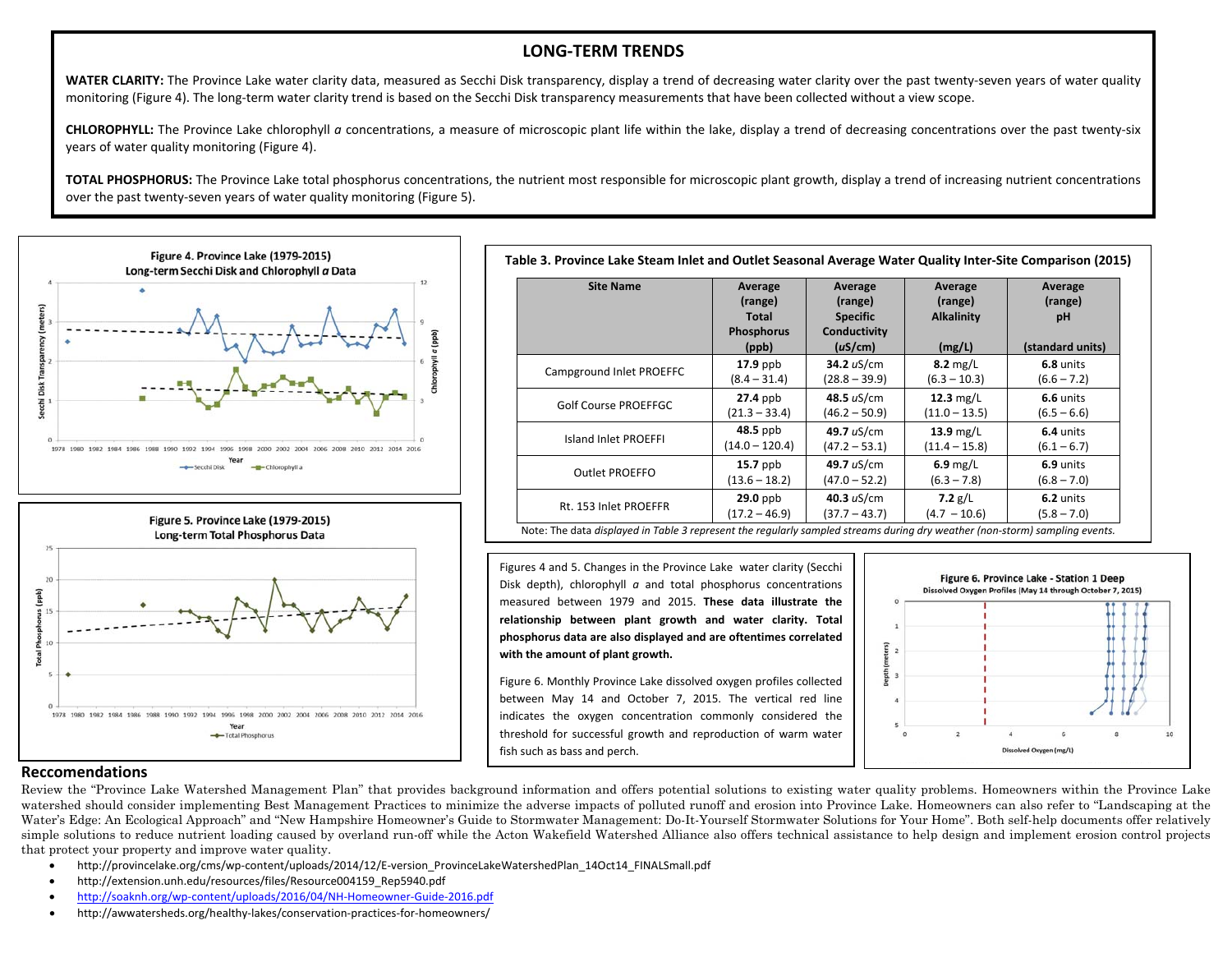## LONG-TERM TRENDS

**WATER CLARITY:** The Province Lake water clarity data, measured as Secchi Disk transparency, display a trend of decreasing water clarity over the past twenty-seven years of water quality monitoring (Figure 4). The long-term water clarity trend is based on the Secchi Disk transparency measurements that have been collected without a view scope.

**CHLOROPHYLL:** The Province Lake chlorophyll *a* concentrations, a measure of microscopic plant life within the lake, display a trend of decreasing concentrations over the past twenty-six years of water quality monitoring (Figure 4).

**TOTAL PHOSPHORUS:** The Province Lake total phosphorus concentrations, the nutrient most responsible for microscopic plant growth, display a trend of increasing nutrient concentrations over the past twenty-seven years of water quality monitoring (Figure 5).

Figure 4. Province Lake (1979-2015) Long-term Secchi Disk and Chlorophyll *a* Data

Figure 5. Province Lake (1979-2015) Long-term Total Phosphorus Data

**Table 3. Province Lake Steam Inlet and Outlet Seasonal Average Water Quality Inter-Site Comparison (2015)**

| Site Name | Average (range) Total Phosphorus (ppb) | Average (range) Specific Conductivity (uS/cm) | Average (range) Alkalinity (mg/L) | Average (range) pH (standard units) |
|---|---|---|---|---|
| Campground Inlet PROEFFC | **17.9** ppb (8.4 – 31.4) | **34.2** uS/cm (28.8 – 39.9) | **8.2** mg/L (6.3 – 10.3) | **6.8** units (6.6 – 7.2) |
| Golf Course PROEFFGC | **27.4** ppb (21.3 – 33.4) | **48.5** uS/cm (46.2 – 50.9) | **12.3** mg/L (11.0 – 13.5) | **6.6** units (6.5 – 6.6) |
| Island Inlet PROEFFI | **48.5** ppb (14.0 – 120.4) | **49.7** uS/cm (47.2 – 53.1) | **13.9** mg/L (11.4 – 15.8) | **6.4** units (6.1 – 6.7) |
| Outlet PROEFFO | **15.7** ppb (13.6 – 18.2) | **49.7** uS/cm (47.0 – 52.2) | **6.9** mg/L (6.3 – 7.8) | **6.9** units (6.8 – 7.0) |
| Rt. 153 Inlet PROEFFR | **29.0** ppb (17.2 – 46.9) | **40.3** uS/cm (37.7 – 43.7) | **7.2** g/L (4.7 – 10.6) | **6.2** units (5.8 – 7.0) |

Note: The data *displayed in Table 3 represent the regularly sampled streams during dry weather (non-storm) sampling events.*

Figures 4 and 5. Changes in the Province Lake water clarity (Secchi Disk depth), chlorophyll *a* and total phosphorus concentrations measured between 1979 and 2015. **These data illustrate the relationship between plant growth and water clarity. Total phosphorus data are also displayed and are oftentimes correlated with the amount of plant growth.**

Figure 6. Monthly Province Lake dissolved oxygen profiles collected between May 14 and October 7, 2015. The vertical red line indicates the oxygen concentration commonly considered the threshold for successful growth and reproduction of warm water fish such as bass and perch.

Figure 6. Province Lake - Station 1 Deep Dissolved Oxygen Profiles (May 14 through October 7, 2015)

## Reccomendations

Review the "Province Lake Watershed Management Plan" that provides background information and offers potential solutions to existing water quality problems. Homeowners within the Province Lake watershed should consider implementing Best Management Practices to minimize the adverse impacts of polluted runoff and erosion into Province Lake. Homeowners can also refer to "Landscaping at the Water's Edge: An Ecological Approach" and "New Hampshire Homeowner's Guide to Stormwater Management: Do-It-Yourself Stormwater Solutions for Your Home". Both self-help documents offer relatively simple solutions to reduce nutrient loading caused by overland run-off while the Acton Wakefield Watershed Alliance also offers technical assistance to help design and implement erosion control projects that protect your property and improve water quality.

- http://provincelake.org/cms/wp-content/uploads/2014/12/E-version_ProvinceLakeWatershedPlan_14Oct14_FINALSmall.pdf
- http://extension.unh.edu/resources/files/Resource004159_Rep5940.pdf
- http://soaknh.org/wp-content/uploads/2016/04/NH-Homeowner-Guide-2016.pdf
- http://awwatersheds.org/healthy-lakes/conservation-practices-for-homeowners/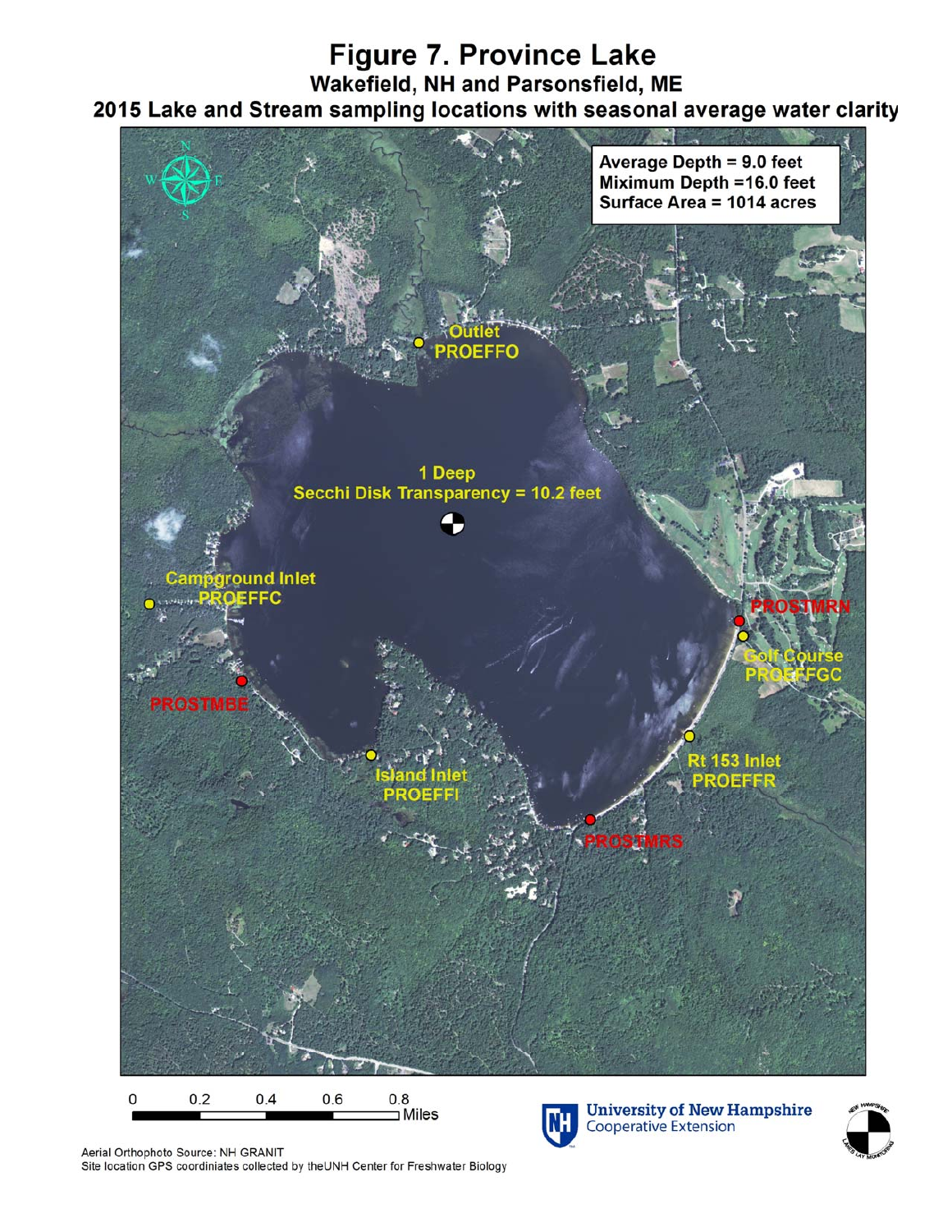# Figure 7. Province Lake

## Wakefield, NH and Parsonsfield, ME

## 2015 Lake and Stream sampling locations with seasonal average water clarity

Average Depth = 9.0 feet
Maximum Depth =16.0 feet
Surface Area = 1014 acres

Outlet
PROEFFO

1 Deep
Secchi Disk Transparency = 10.2 feet

Campground Inlet
PROEFFC

PROSTMRN

Golf Course
PROEFFGC

PROSTMBE

Rt 153 Inlet
PROEFFR

Island Inlet
PROEFFI

PROSTMRS

0 0.2 0.4 0.6 0.8
Miles

University of New Hampshire
Cooperative Extension

Aerial Orthophoto Source: NH GRANIT
Site location GPS coordiniates collected by theUNH Center for Freshwater Biology